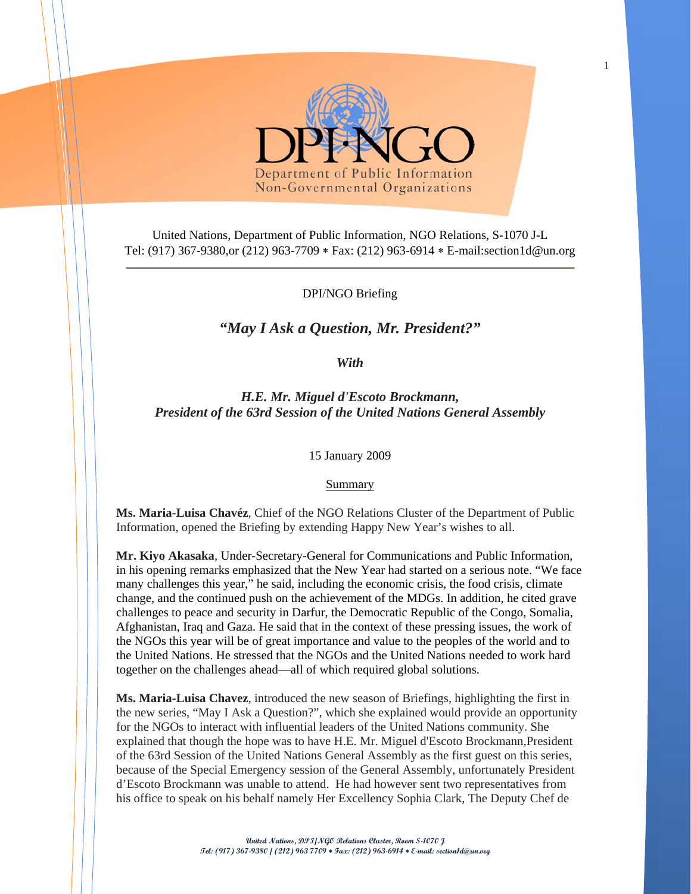DPI·NGO

Department of Public Information
Non-Governmental Organizations

United Nations, Department of Public Information, NGO Relations, S-1070 J-L
Tel: (917) 367-9380,or (212) 963-7709 ∗ Fax: (212) 963-6914 ∗ E-mail:section1d@un.org

---

DPI/NGO Briefing

## *"May I Ask a Question, Mr. President?"*

***With***

***H.E. Mr. Miguel d'Escoto Brockmann,***
***President of the 63rd Session of the United Nations General Assembly***

15 January 2009

Summary

**Ms. Maria-Luisa Chavéz**, Chief of the NGO Relations Cluster of the Department of Public Information, opened the Briefing by extending Happy New Year's wishes to all.

**Mr. Kiyo Akasaka**, Under-Secretary-General for Communications and Public Information, in his opening remarks emphasized that the New Year had started on a serious note. "We face many challenges this year," he said, including the economic crisis, the food crisis, climate change, and the continued push on the achievement of the MDGs. In addition, he cited grave challenges to peace and security in Darfur, the Democratic Republic of the Congo, Somalia, Afghanistan, Iraq and Gaza. He said that in the context of these pressing issues, the work of the NGOs this year will be of great importance and value to the peoples of the world and to the United Nations. He stressed that the NGOs and the United Nations needed to work hard together on the challenges ahead—all of which required global solutions.

**Ms. Maria-Luisa Chavez**, introduced the new season of Briefings, highlighting the first in the new series, "May I Ask a Question?", which she explained would provide an opportunity for the NGOs to interact with influential leaders of the United Nations community. She explained that though the hope was to have H.E. Mr. Miguel d'Escoto Brockmann,President of the 63rd Session of the United Nations General Assembly as the first guest on this series, because of the Special Emergency session of the General Assembly, unfortunately President d'Escoto Brockmann was unable to attend. He had however sent two representatives from his office to speak on his behalf namely Her Excellency Sophia Clark, The Deputy Chef de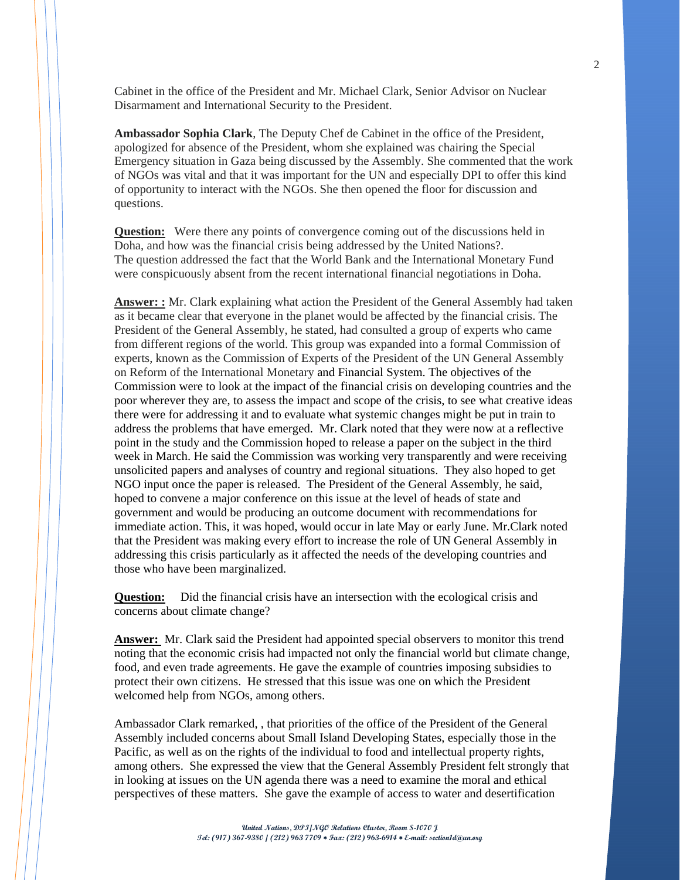Cabinet in the office of the President and Mr. Michael Clark, Senior Advisor on Nuclear Disarmament and International Security to the President.

**Ambassador Sophia Clark**, The Deputy Chef de Cabinet in the office of the President, apologized for absence of the President, whom she explained was chairing the Special Emergency situation in Gaza being discussed by the Assembly. She commented that the work of NGOs was vital and that it was important for the UN and especially DPI to offer this kind of opportunity to interact with the NGOs. She then opened the floor for discussion and questions.

**Question:** Were there any points of convergence coming out of the discussions held in Doha, and how was the financial crisis being addressed by the United Nations?. The question addressed the fact that the World Bank and the International Monetary Fund were conspicuously absent from the recent international financial negotiations in Doha.

**Answer: :** Mr. Clark explaining what action the President of the General Assembly had taken as it became clear that everyone in the planet would be affected by the financial crisis. The President of the General Assembly, he stated, had consulted a group of experts who came from different regions of the world. This group was expanded into a formal Commission of experts, known as the Commission of Experts of the President of the UN General Assembly on Reform of the International Monetary and Financial System. The objectives of the Commission were to look at the impact of the financial crisis on developing countries and the poor wherever they are, to assess the impact and scope of the crisis, to see what creative ideas there were for addressing it and to evaluate what systemic changes might be put in train to address the problems that have emerged. Mr. Clark noted that they were now at a reflective point in the study and the Commission hoped to release a paper on the subject in the third week in March. He said the Commission was working very transparently and were receiving unsolicited papers and analyses of country and regional situations. They also hoped to get NGO input once the paper is released. The President of the General Assembly, he said, hoped to convene a major conference on this issue at the level of heads of state and government and would be producing an outcome document with recommendations for immediate action. This, it was hoped, would occur in late May or early June. Mr.Clark noted that the President was making every effort to increase the role of UN General Assembly in addressing this crisis particularly as it affected the needs of the developing countries and those who have been marginalized.

**Question:** Did the financial crisis have an intersection with the ecological crisis and concerns about climate change?

**Answer:** Mr. Clark said the President had appointed special observers to monitor this trend noting that the economic crisis had impacted not only the financial world but climate change, food, and even trade agreements. He gave the example of countries imposing subsidies to protect their own citizens. He stressed that this issue was one on which the President welcomed help from NGOs, among others.

Ambassador Clark remarked, , that priorities of the office of the President of the General Assembly included concerns about Small Island Developing States, especially those in the Pacific, as well as on the rights of the individual to food and intellectual property rights, among others. She expressed the view that the General Assembly President felt strongly that in looking at issues on the UN agenda there was a need to examine the moral and ethical perspectives of these matters. She gave the example of access to water and desertification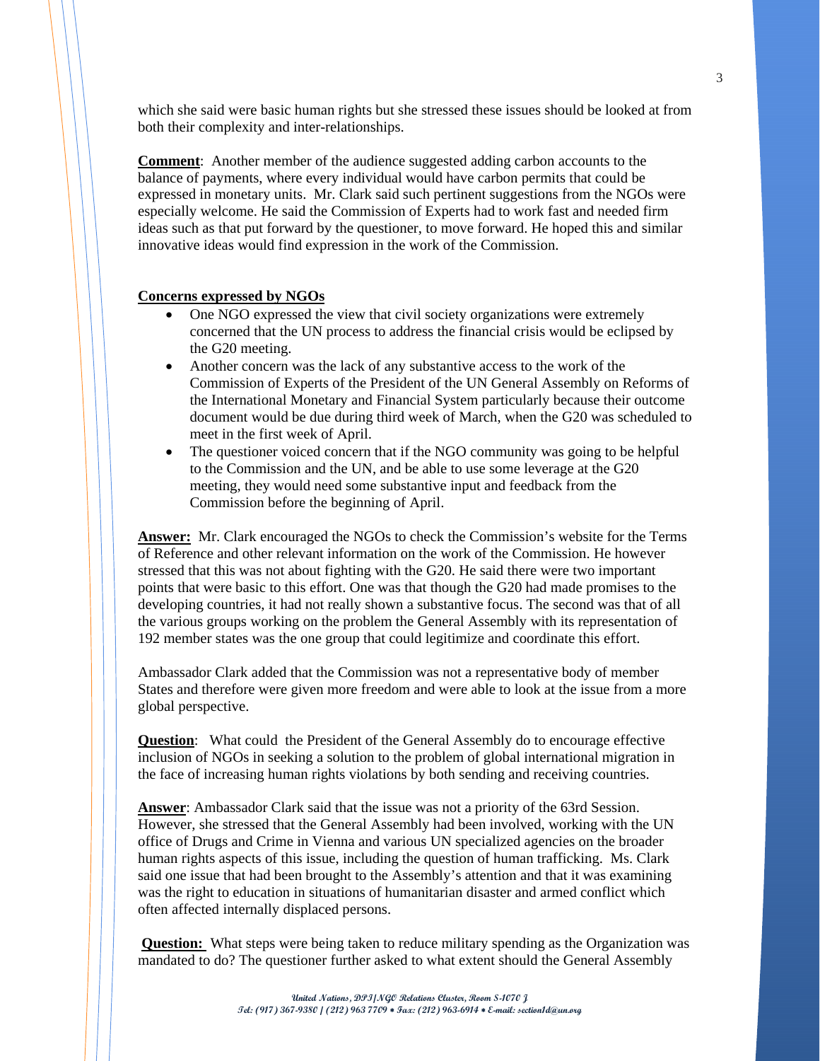which she said were basic human rights but she stressed these issues should be looked at from both their complexity and inter-relationships.

**Comment**: Another member of the audience suggested adding carbon accounts to the balance of payments, where every individual would have carbon permits that could be expressed in monetary units. Mr. Clark said such pertinent suggestions from the NGOs were especially welcome. He said the Commission of Experts had to work fast and needed firm ideas such as that put forward by the questioner, to move forward. He hoped this and similar innovative ideas would find expression in the work of the Commission.

**Concerns expressed by NGOs**

- One NGO expressed the view that civil society organizations were extremely concerned that the UN process to address the financial crisis would be eclipsed by the G20 meeting.
- Another concern was the lack of any substantive access to the work of the Commission of Experts of the President of the UN General Assembly on Reforms of the International Monetary and Financial System particularly because their outcome document would be due during third week of March, when the G20 was scheduled to meet in the first week of April.
- The questioner voiced concern that if the NGO community was going to be helpful to the Commission and the UN, and be able to use some leverage at the G20 meeting, they would need some substantive input and feedback from the Commission before the beginning of April.

**Answer:** Mr. Clark encouraged the NGOs to check the Commission's website for the Terms of Reference and other relevant information on the work of the Commission. He however stressed that this was not about fighting with the G20. He said there were two important points that were basic to this effort. One was that though the G20 had made promises to the developing countries, it had not really shown a substantive focus. The second was that of all the various groups working on the problem the General Assembly with its representation of 192 member states was the one group that could legitimize and coordinate this effort.

Ambassador Clark added that the Commission was not a representative body of member States and therefore were given more freedom and were able to look at the issue from a more global perspective.

**Question**: What could the President of the General Assembly do to encourage effective inclusion of NGOs in seeking a solution to the problem of global international migration in the face of increasing human rights violations by both sending and receiving countries.

**Answer**: Ambassador Clark said that the issue was not a priority of the 63rd Session. However, she stressed that the General Assembly had been involved, working with the UN office of Drugs and Crime in Vienna and various UN specialized agencies on the broader human rights aspects of this issue, including the question of human trafficking. Ms. Clark said one issue that had been brought to the Assembly's attention and that it was examining was the right to education in situations of humanitarian disaster and armed conflict which often affected internally displaced persons.

**Question:** What steps were being taken to reduce military spending as the Organization was mandated to do? The questioner further asked to what extent should the General Assembly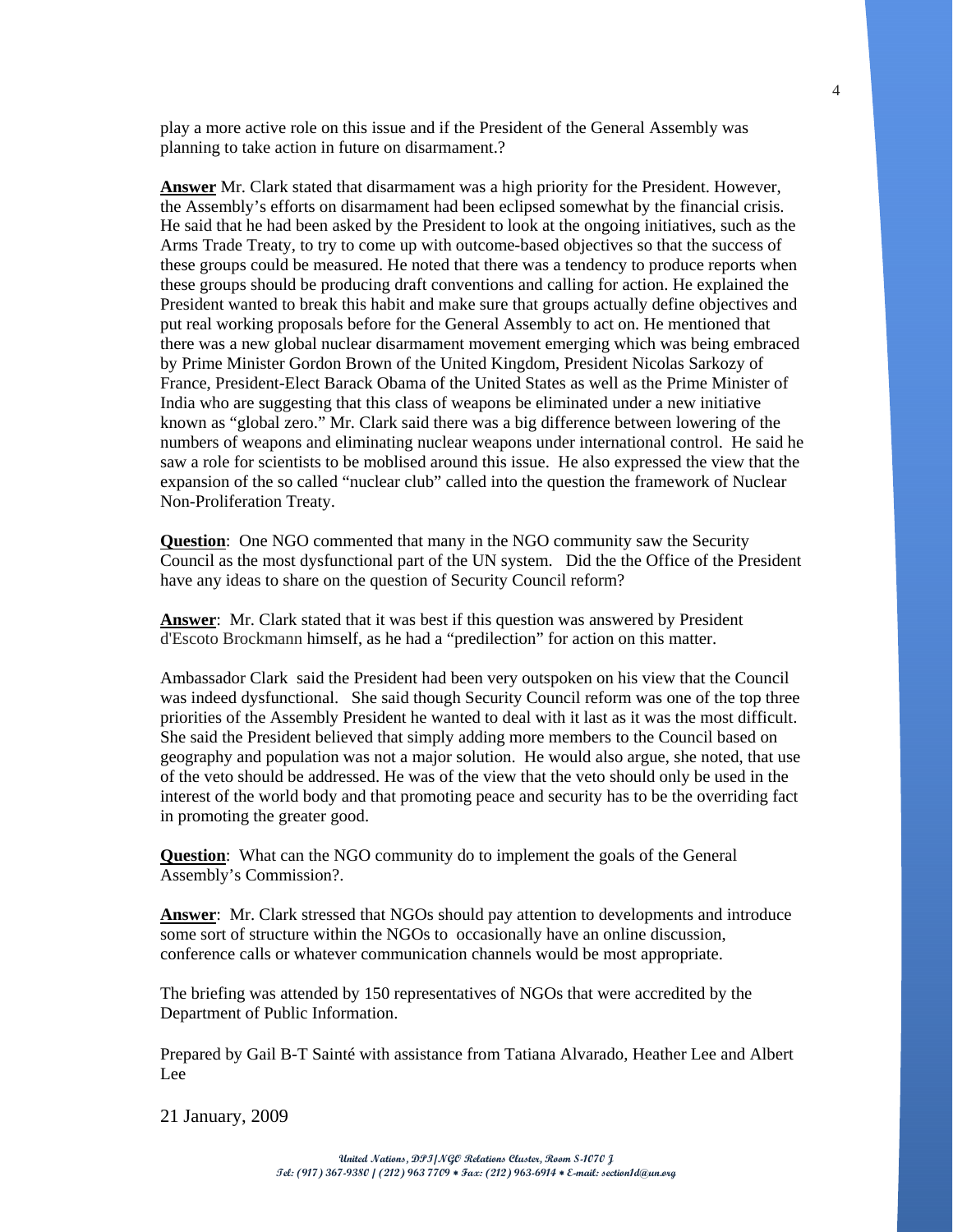play a more active role on this issue and if the President of the General Assembly was planning to take action in future on disarmament.?

**Answer** Mr. Clark stated that disarmament was a high priority for the President. However, the Assembly's efforts on disarmament had been eclipsed somewhat by the financial crisis. He said that he had been asked by the President to look at the ongoing initiatives, such as the Arms Trade Treaty, to try to come up with outcome-based objectives so that the success of these groups could be measured. He noted that there was a tendency to produce reports when these groups should be producing draft conventions and calling for action. He explained the President wanted to break this habit and make sure that groups actually define objectives and put real working proposals before for the General Assembly to act on. He mentioned that there was a new global nuclear disarmament movement emerging which was being embraced by Prime Minister Gordon Brown of the United Kingdom, President Nicolas Sarkozy of France, President-Elect Barack Obama of the United States as well as the Prime Minister of India who are suggesting that this class of weapons be eliminated under a new initiative known as "global zero." Mr. Clark said there was a big difference between lowering of the numbers of weapons and eliminating nuclear weapons under international control. He said he saw a role for scientists to be moblised around this issue. He also expressed the view that the expansion of the so called "nuclear club" called into the question the framework of Nuclear Non-Proliferation Treaty.

**Question**: One NGO commented that many in the NGO community saw the Security Council as the most dysfunctional part of the UN system. Did the the Office of the President have any ideas to share on the question of Security Council reform?

**Answer**: Mr. Clark stated that it was best if this question was answered by President d'Escoto Brockmann himself, as he had a "predilection" for action on this matter.

Ambassador Clark said the President had been very outspoken on his view that the Council was indeed dysfunctional. She said though Security Council reform was one of the top three priorities of the Assembly President he wanted to deal with it last as it was the most difficult. She said the President believed that simply adding more members to the Council based on geography and population was not a major solution. He would also argue, she noted, that use of the veto should be addressed. He was of the view that the veto should only be used in the interest of the world body and that promoting peace and security has to be the overriding fact in promoting the greater good.

**Question**: What can the NGO community do to implement the goals of the General Assembly's Commission?.

**Answer**: Mr. Clark stressed that NGOs should pay attention to developments and introduce some sort of structure within the NGOs to occasionally have an online discussion, conference calls or whatever communication channels would be most appropriate.

The briefing was attended by 150 representatives of NGOs that were accredited by the Department of Public Information.

Prepared by Gail B-T Sainté with assistance from Tatiana Alvarado, Heather Lee and Albert Lee

21 January, 2009

United Nations, DPI/NGO Relations Cluster, Room S-1070 J
Tel: (917) 367-9380 / (212) 963 7709 * Fax: (212) 963-6914 * E-mail: section1d@un.org